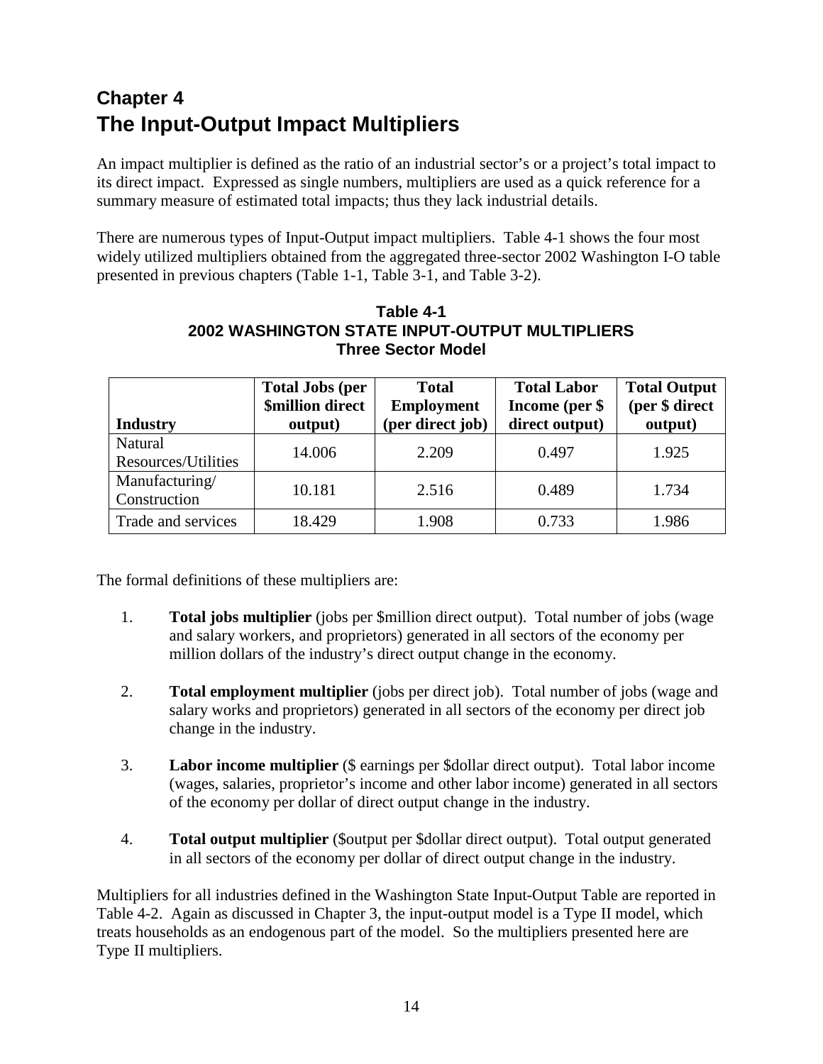# Chapter 4
# The Input-Output Impact Multipliers

An impact multiplier is defined as the ratio of an industrial sector's or a project's total impact to its direct impact. Expressed as single numbers, multipliers are used as a quick reference for a summary measure of estimated total impacts; thus they lack industrial details.

There are numerous types of Input-Output impact multipliers. Table 4-1 shows the four most widely utilized multipliers obtained from the aggregated three-sector 2002 Washington I-O table presented in previous chapters (Table 1-1, Table 3-1, and Table 3-2).

**Table 4-1**
**2002 WASHINGTON STATE INPUT-OUTPUT MULTIPLIERS**
**Three Sector Model**

| Industry | Total Jobs (per $million direct output) | Total Employment (per direct job) | Total Labor Income (per $ direct output) | Total Output (per $ direct output) |
|---|---|---|---|---|
| Natural Resources/Utilities | 14.006 | 2.209 | 0.497 | 1.925 |
| Manufacturing/ Construction | 10.181 | 2.516 | 0.489 | 1.734 |
| Trade and services | 18.429 | 1.908 | 0.733 | 1.986 |

The formal definitions of these multipliers are:

1. **Total jobs multiplier** (jobs per $million direct output). Total number of jobs (wage and salary workers, and proprietors) generated in all sectors of the economy per million dollars of the industry's direct output change in the economy.

2. **Total employment multiplier** (jobs per direct job). Total number of jobs (wage and salary works and proprietors) generated in all sectors of the economy per direct job change in the industry.

3. **Labor income multiplier** ($ earnings per $dollar direct output). Total labor income (wages, salaries, proprietor's income and other labor income) generated in all sectors of the economy per dollar of direct output change in the industry.

4. **Total output multiplier** ($output per $dollar direct output). Total output generated in all sectors of the economy per dollar of direct output change in the industry.

Multipliers for all industries defined in the Washington State Input-Output Table are reported in Table 4-2. Again as discussed in Chapter 3, the input-output model is a Type II model, which treats households as an endogenous part of the model. So the multipliers presented here are Type II multipliers.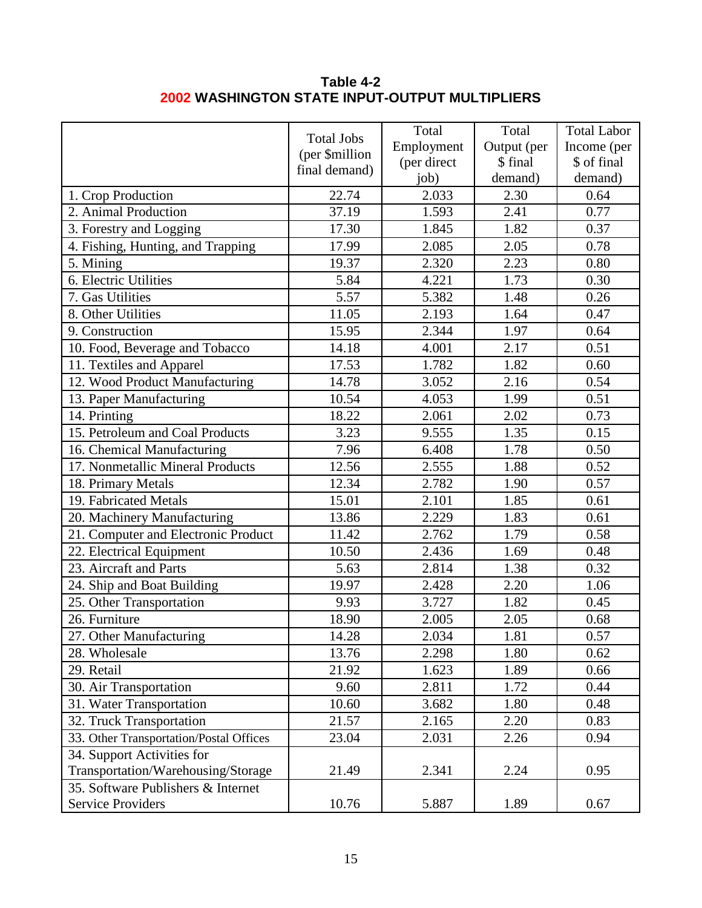**Table 4-2**
**2002 WASHINGTON STATE INPUT-OUTPUT MULTIPLIERS**

| | Total Jobs (per $million final demand) | Total Employment (per direct job) | Total Output (per $ final demand) | Total Labor Income (per $ of final demand) |
|---|---|---|---|---|
| 1. Crop Production | 22.74 | 2.033 | 2.30 | 0.64 |
| 2. Animal Production | 37.19 | 1.593 | 2.41 | 0.77 |
| 3. Forestry and Logging | 17.30 | 1.845 | 1.82 | 0.37 |
| 4. Fishing, Hunting, and Trapping | 17.99 | 2.085 | 2.05 | 0.78 |
| 5. Mining | 19.37 | 2.320 | 2.23 | 0.80 |
| 6. Electric Utilities | 5.84 | 4.221 | 1.73 | 0.30 |
| 7. Gas Utilities | 5.57 | 5.382 | 1.48 | 0.26 |
| 8. Other Utilities | 11.05 | 2.193 | 1.64 | 0.47 |
| 9. Construction | 15.95 | 2.344 | 1.97 | 0.64 |
| 10. Food, Beverage and Tobacco | 14.18 | 4.001 | 2.17 | 0.51 |
| 11. Textiles and Apparel | 17.53 | 1.782 | 1.82 | 0.60 |
| 12. Wood Product Manufacturing | 14.78 | 3.052 | 2.16 | 0.54 |
| 13. Paper Manufacturing | 10.54 | 4.053 | 1.99 | 0.51 |
| 14. Printing | 18.22 | 2.061 | 2.02 | 0.73 |
| 15. Petroleum and Coal Products | 3.23 | 9.555 | 1.35 | 0.15 |
| 16. Chemical Manufacturing | 7.96 | 6.408 | 1.78 | 0.50 |
| 17. Nonmetallic Mineral Products | 12.56 | 2.555 | 1.88 | 0.52 |
| 18. Primary Metals | 12.34 | 2.782 | 1.90 | 0.57 |
| 19. Fabricated Metals | 15.01 | 2.101 | 1.85 | 0.61 |
| 20. Machinery Manufacturing | 13.86 | 2.229 | 1.83 | 0.61 |
| 21. Computer and Electronic Product | 11.42 | 2.762 | 1.79 | 0.58 |
| 22. Electrical Equipment | 10.50 | 2.436 | 1.69 | 0.48 |
| 23. Aircraft and Parts | 5.63 | 2.814 | 1.38 | 0.32 |
| 24. Ship and Boat Building | 19.97 | 2.428 | 2.20 | 1.06 |
| 25. Other Transportation | 9.93 | 3.727 | 1.82 | 0.45 |
| 26. Furniture | 18.90 | 2.005 | 2.05 | 0.68 |
| 27. Other Manufacturing | 14.28 | 2.034 | 1.81 | 0.57 |
| 28. Wholesale | 13.76 | 2.298 | 1.80 | 0.62 |
| 29. Retail | 21.92 | 1.623 | 1.89 | 0.66 |
| 30. Air Transportation | 9.60 | 2.811 | 1.72 | 0.44 |
| 31. Water Transportation | 10.60 | 3.682 | 1.80 | 0.48 |
| 32. Truck Transportation | 21.57 | 2.165 | 2.20 | 0.83 |
| 33. Other Transportation/Postal Offices | 23.04 | 2.031 | 2.26 | 0.94 |
| 34. Support Activities for Transportation/Warehousing/Storage | 21.49 | 2.341 | 2.24 | 0.95 |
| 35. Software Publishers & Internet Service Providers | 10.76 | 5.887 | 1.89 | 0.67 |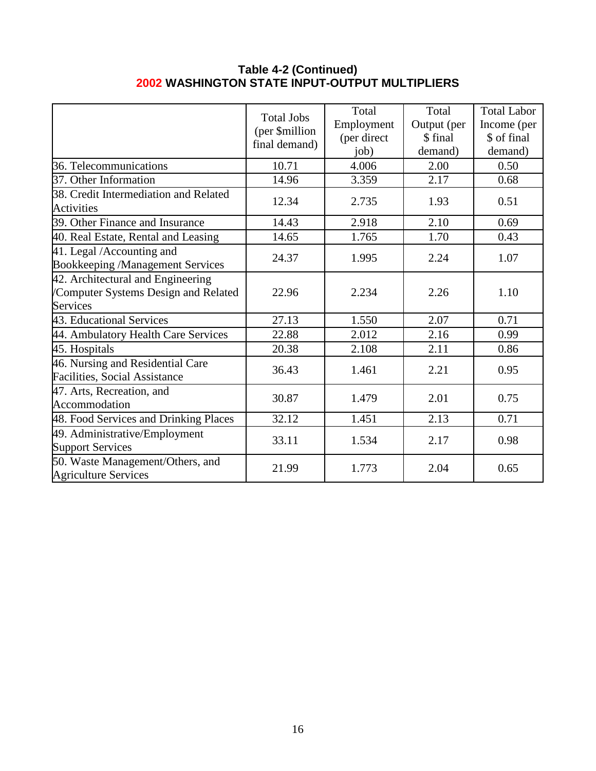## Table 4-2 (Continued)
## 2002 WASHINGTON STATE INPUT-OUTPUT MULTIPLIERS

| | Total Jobs (per $million final demand) | Total Employment (per direct job) | Total Output (per $ final demand) | Total Labor Income (per $ of final demand) |
|---|---|---|---|---|
| 36. Telecommunications | 10.71 | 4.006 | 2.00 | 0.50 |
| 37. Other Information | 14.96 | 3.359 | 2.17 | 0.68 |
| 38. Credit Intermediation and Related Activities | 12.34 | 2.735 | 1.93 | 0.51 |
| 39. Other Finance and Insurance | 14.43 | 2.918 | 2.10 | 0.69 |
| 40. Real Estate, Rental and Leasing | 14.65 | 1.765 | 1.70 | 0.43 |
| 41. Legal /Accounting and Bookkeeping /Management Services | 24.37 | 1.995 | 2.24 | 1.07 |
| 42. Architectural and Engineering /Computer Systems Design and Related Services | 22.96 | 2.234 | 2.26 | 1.10 |
| 43. Educational Services | 27.13 | 1.550 | 2.07 | 0.71 |
| 44. Ambulatory Health Care Services | 22.88 | 2.012 | 2.16 | 0.99 |
| 45. Hospitals | 20.38 | 2.108 | 2.11 | 0.86 |
| 46. Nursing and Residential Care Facilities, Social Assistance | 36.43 | 1.461 | 2.21 | 0.95 |
| 47. Arts, Recreation, and Accommodation | 30.87 | 1.479 | 2.01 | 0.75 |
| 48. Food Services and Drinking Places | 32.12 | 1.451 | 2.13 | 0.71 |
| 49. Administrative/Employment Support Services | 33.11 | 1.534 | 2.17 | 0.98 |
| 50. Waste Management/Others, and Agriculture Services | 21.99 | 1.773 | 2.04 | 0.65 |